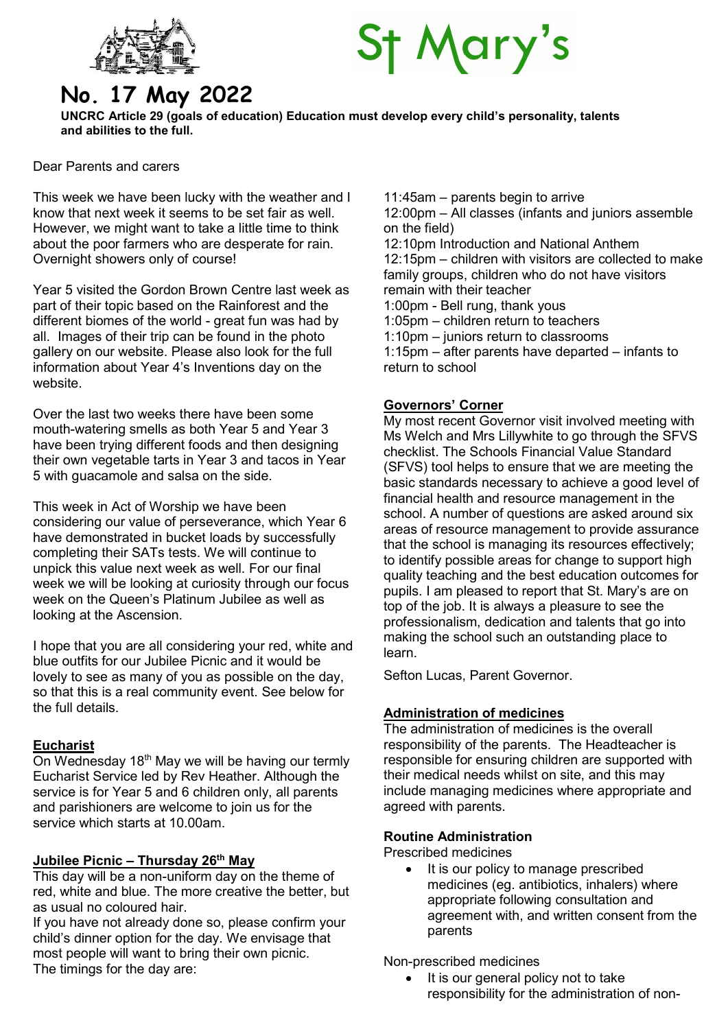# St Mary's

## No. 17 May 2022

**UNCRC Article 29 (goals of education) Education must develop every child's personality, talents and abilities to the full.**

Dear Parents and carers

This week we have been lucky with the weather and I know that next week it seems to be set fair as well. However, we might want to take a little time to think about the poor farmers who are desperate for rain. Overnight showers only of course!

Year 5 visited the Gordon Brown Centre last week as part of their topic based on the Rainforest and the different biomes of the world - great fun was had by all. Images of their trip can be found in the photo gallery on our website. Please also look for the full information about Year 4's Inventions day on the website.

Over the last two weeks there have been some mouth-watering smells as both Year 5 and Year 3 have been trying different foods and then designing their own vegetable tarts in Year 3 and tacos in Year 5 with guacamole and salsa on the side.

This week in Act of Worship we have been considering our value of perseverance, which Year 6 have demonstrated in bucket loads by successfully completing their SATs tests. We will continue to unpick this value next week as well. For our final week we will be looking at curiosity through our focus week on the Queen's Platinum Jubilee as well as looking at the Ascension.

I hope that you are all considering your red, white and blue outfits for our Jubilee Picnic and it would be lovely to see as many of you as possible on the day, so that this is a real community event. See below for the full details.

### Eucharist

On Wednesday 18th May we will be having our termly Eucharist Service led by Rev Heather. Although the service is for Year 5 and 6 children only, all parents and parishioners are welcome to join us for the service which starts at 10.00am.

### Jubilee Picnic – Thursday 26th May

This day will be a non-uniform day on the theme of red, white and blue. The more creative the better, but as usual no coloured hair.

If you have not already done so, please confirm your child's dinner option for the day. We envisage that most people will want to bring their own picnic.

The timings for the day are:

11:45am – parents begin to arrive
12:00pm – All classes (infants and juniors assemble on the field)
12:10pm Introduction and National Anthem
12:15pm – children with visitors are collected to make family groups, children who do not have visitors remain with their teacher
1:00pm - Bell rung, thank yous
1:05pm – children return to teachers
1:10pm – juniors return to classrooms
1:15pm – after parents have departed – infants to return to school

### Governors' Corner

My most recent Governor visit involved meeting with Ms Welch and Mrs Lillywhite to go through the SFVS checklist. The Schools Financial Value Standard (SFVS) tool helps to ensure that we are meeting the basic standards necessary to achieve a good level of financial health and resource management in the school. A number of questions are asked around six areas of resource management to provide assurance that the school is managing its resources effectively; to identify possible areas for change to support high quality teaching and the best education outcomes for pupils. I am pleased to report that St. Mary's are on top of the job. It is always a pleasure to see the professionalism, dedication and talents that go into making the school such an outstanding place to learn.

Sefton Lucas, Parent Governor.

### Administration of medicines

The administration of medicines is the overall responsibility of the parents. The Headteacher is responsible for ensuring children are supported with their medical needs whilst on site, and this may include managing medicines where appropriate and agreed with parents.

#### Routine Administration

Prescribed medicines

- It is our policy to manage prescribed medicines (eg. antibiotics, inhalers) where appropriate following consultation and agreement with, and written consent from the parents

Non-prescribed medicines

- It is our general policy not to take responsibility for the administration of non-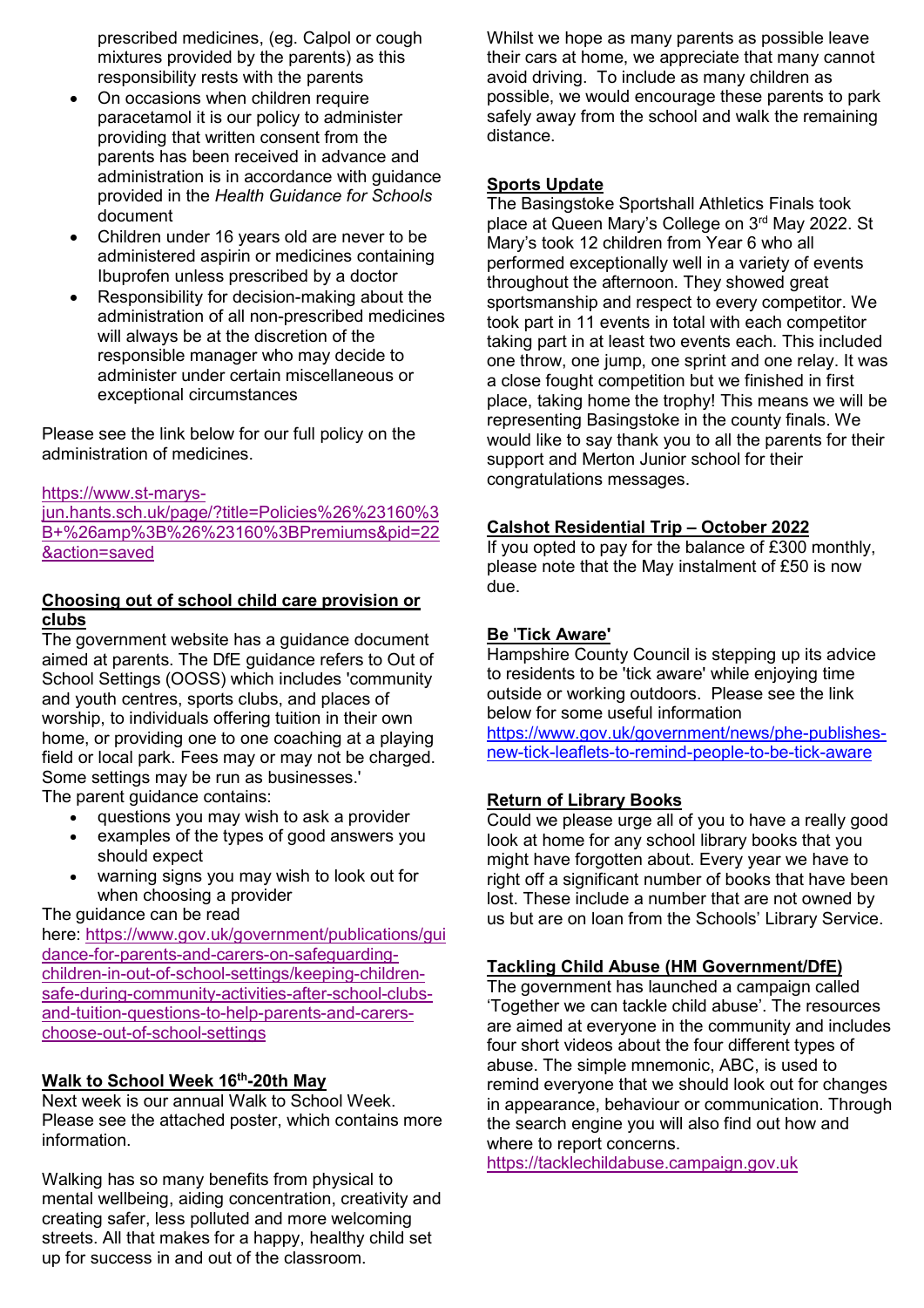prescribed medicines, (eg. Calpol or cough mixtures provided by the parents) as this responsibility rests with the parents

- On occasions when children require paracetamol it is our policy to administer providing that written consent from the parents has been received in advance and administration is in accordance with guidance provided in the *Health Guidance for Schools* document
- Children under 16 years old are never to be administered aspirin or medicines containing Ibuprofen unless prescribed by a doctor
- Responsibility for decision-making about the administration of all non-prescribed medicines will always be at the discretion of the responsible manager who may decide to administer under certain miscellaneous or exceptional circumstances

Please see the link below for our full policy on the administration of medicines.

https://www.st-marys-jun.hants.sch.uk/page/?title=Policies%26%23160%3B+%26amp%3B%26%23160%3BPremiums&pid=22&action=saved

**Choosing out of school child care provision or clubs**

The government website has a guidance document aimed at parents. The DfE guidance refers to Out of School Settings (OOSS) which includes 'community and youth centres, sports clubs, and places of worship, to individuals offering tuition in their own home, or providing one to one coaching at a playing field or local park. Fees may or may not be charged. Some settings may be run as businesses.'

The parent guidance contains:

- questions you may wish to ask a provider
- examples of the types of good answers you should expect
- warning signs you may wish to look out for when choosing a provider

The guidance can be read here: https://www.gov.uk/government/publications/guidance-for-parents-and-carers-on-safeguarding-children-in-out-of-school-settings/keeping-children-safe-during-community-activities-after-school-clubs-and-tuition-questions-to-help-parents-and-carers-choose-out-of-school-settings

**Walk to School Week 16th-20th May**

Next week is our annual Walk to School Week. Please see the attached poster, which contains more information.

Walking has so many benefits from physical to mental wellbeing, aiding concentration, creativity and creating safer, less polluted and more welcoming streets. All that makes for a happy, healthy child set up for success in and out of the classroom.

Whilst we hope as many parents as possible leave their cars at home, we appreciate that many cannot avoid driving. To include as many children as possible, we would encourage these parents to park safely away from the school and walk the remaining distance.

**Sports Update**

The Basingstoke Sportshall Athletics Finals took place at Queen Mary's College on 3rd May 2022. St Mary's took 12 children from Year 6 who all performed exceptionally well in a variety of events throughout the afternoon. They showed great sportsmanship and respect to every competitor. We took part in 11 events in total with each competitor taking part in at least two events each. This included one throw, one jump, one sprint and one relay. It was a close fought competition but we finished in first place, taking home the trophy! This means we will be representing Basingstoke in the county finals. We would like to say thank you to all the parents for their support and Merton Junior school for their congratulations messages.

**Calshot Residential Trip – October 2022**

If you opted to pay for the balance of £300 monthly, please note that the May instalment of £50 is now due.

**Be 'Tick Aware'**

Hampshire County Council is stepping up its advice to residents to be 'tick aware' while enjoying time outside or working outdoors. Please see the link below for some useful information

https://www.gov.uk/government/news/phe-publishes-new-tick-leaflets-to-remind-people-to-be-tick-aware

**Return of Library Books**

Could we please urge all of you to have a really good look at home for any school library books that you might have forgotten about. Every year we have to right off a significant number of books that have been lost. These include a number that are not owned by us but are on loan from the Schools' Library Service.

**Tackling Child Abuse (HM Government/DfE)**

The government has launched a campaign called 'Together we can tackle child abuse'. The resources are aimed at everyone in the community and includes four short videos about the four different types of abuse. The simple mnemonic, ABC, is used to remind everyone that we should look out for changes in appearance, behaviour or communication. Through the search engine you will also find out how and where to report concerns.

https://tacklechildabuse.campaign.gov.uk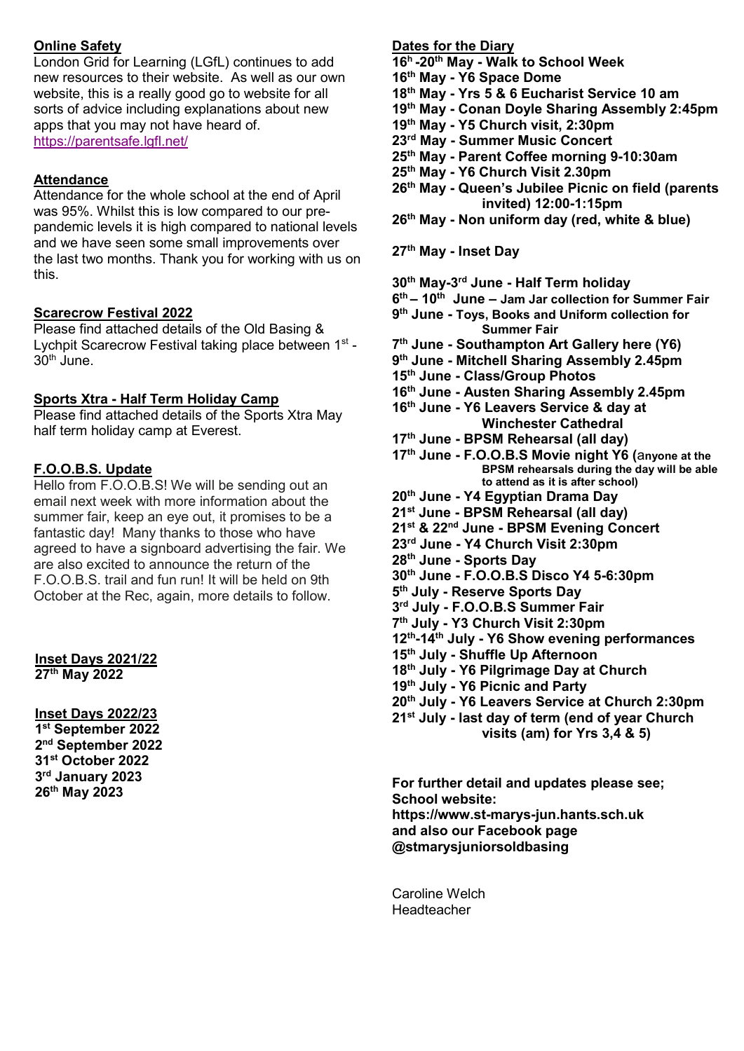## Online Safety

London Grid for Learning (LGfL) continues to add new resources to their website. As well as our own website, this is a really good go to website for all sorts of advice including explanations about new apps that you may not have heard of.
https://parentsafe.lgfl.net/

## Attendance

Attendance for the whole school at the end of April was 95%. Whilst this is low compared to our pre-pandemic levels it is high compared to national levels and we have seen some small improvements over the last two months. Thank you for working with us on this.

## Scarecrow Festival 2022

Please find attached details of the Old Basing & Lychpit Scarecrow Festival taking place between 1st - 30th June.

## Sports Xtra - Half Term Holiday Camp

Please find attached details of the Sports Xtra May half term holiday camp at Everest.

## F.O.O.B.S. Update

Hello from F.O.O.B.S! We will be sending out an email next week with more information about the summer fair, keep an eye out, it promises to be a fantastic day! Many thanks to those who have agreed to have a signboard advertising the fair. We are also excited to announce the return of the F.O.O.B.S. trail and fun run! It will be held on 9th October at the Rec, again, more details to follow.

## Inset Days 2021/22

**27th May 2022**

## Inset Days 2022/23

**1st September 2022**
**2nd September 2022**
**31st October 2022**
**3rd January 2023**
**26th May 2023**

## Dates for the Diary

**16h -20th May - Walk to School Week**
**16th May - Y6 Space Dome**
**18th May - Yrs 5 & 6 Eucharist Service 10 am**
**19th May - Conan Doyle Sharing Assembly 2:45pm**
**19th May - Y5 Church visit, 2:30pm**
**23rd May - Summer Music Concert**
**25th May - Parent Coffee morning 9-10:30am**
**25th May - Y6 Church Visit 2.30pm**
**26th May - Queen's Jubilee Picnic on field (parents invited) 12:00-1:15pm**
**26th May - Non uniform day (red, white & blue)**

**27th May - Inset Day**

**30th May-3rd June - Half Term holiday**
**6th – 10th June – Jam Jar collection for Summer Fair**
**9th June - Toys, Books and Uniform collection for Summer Fair**
**7th June - Southampton Art Gallery here (Y6)**
**9th June - Mitchell Sharing Assembly 2.45pm**
**15th June - Class/Group Photos**
**16th June - Austen Sharing Assembly 2.45pm**
**16th June - Y6 Leavers Service & day at Winchester Cathedral**
**17th June - BPSM Rehearsal (all day)**
**17th June - F.O.O.B.S Movie night Y6 (anyone at the BPSM rehearsals during the day will be able to attend as it is after school)**
**20th June - Y4 Egyptian Drama Day**
**21st June - BPSM Rehearsal (all day)**
**21st & 22nd June - BPSM Evening Concert**
**23rd June - Y4 Church Visit 2:30pm**
**28th June - Sports Day**
**30th June - F.O.O.B.S Disco Y4 5-6:30pm**
**5th July - Reserve Sports Day**
**3rd July - F.O.O.B.S Summer Fair**
**7th July - Y3 Church Visit 2:30pm**
**12th-14th July - Y6 Show evening performances**
**15th July - Shuffle Up Afternoon**
**18th July - Y6 Pilgrimage Day at Church**
**19th July - Y6 Picnic and Party**
**20th July - Y6 Leavers Service at Church 2:30pm**
**21st July - last day of term (end of year Church visits (am) for Yrs 3,4 & 5)**

**For further detail and updates please see;**
**School website:**
**https://www.st-marys-jun.hants.sch.uk**
**and also our Facebook page**
**@stmarysjuniorsoldbasing**

Caroline Welch
Headteacher